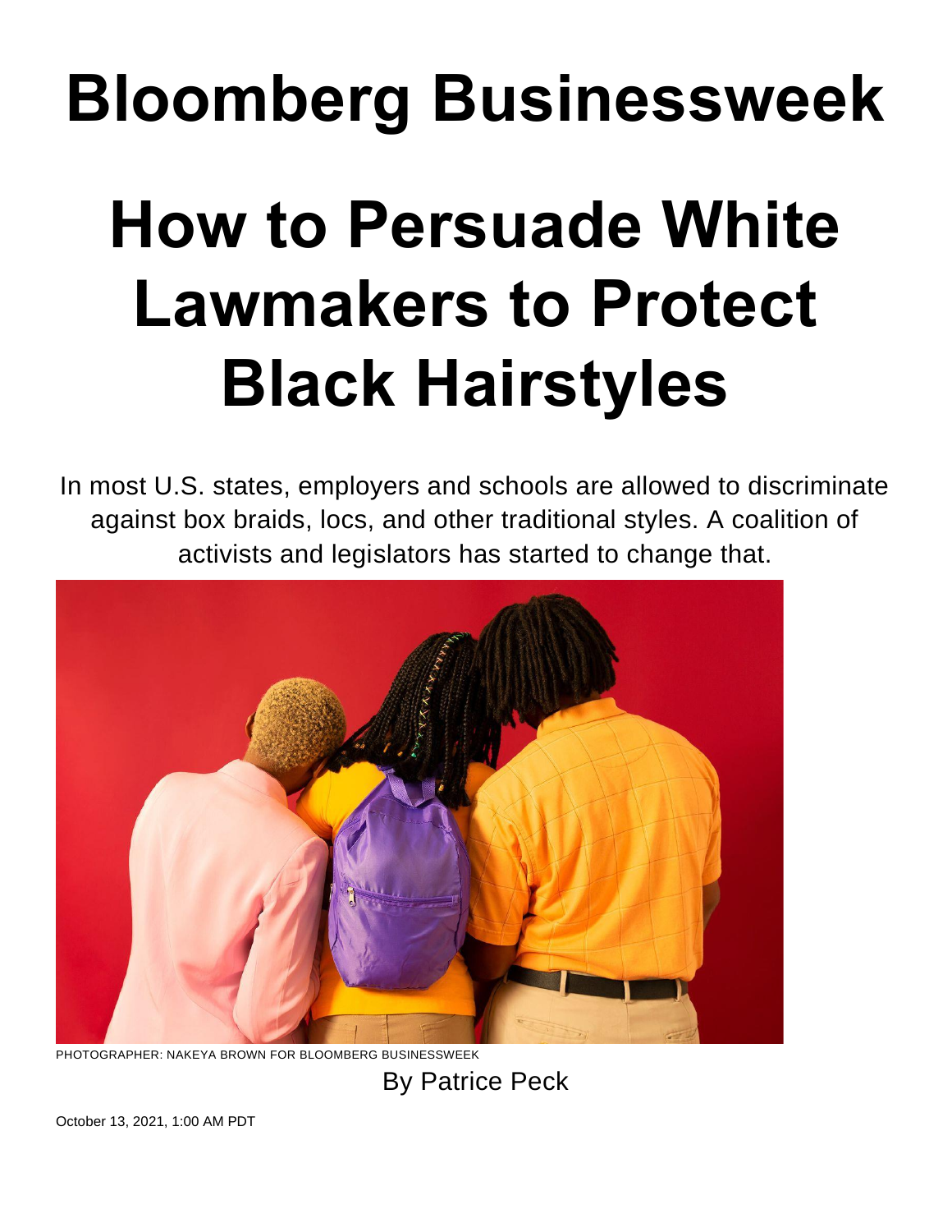# Bloomberg Businessweek

# How to Persuade White Lawmakers to Protect Black Hairstyles

In most U.S. states, employers and schools are allowed to discriminate against box braids, locs, and other traditional styles. A coalition of activists and legislators has started to change that.

PHOTOGRAPHER: NAKEYA BROWN FOR BLOOMBERG BUSINESSWEEK

By Patrice Peck

October 13, 2021, 1:00 AM PDT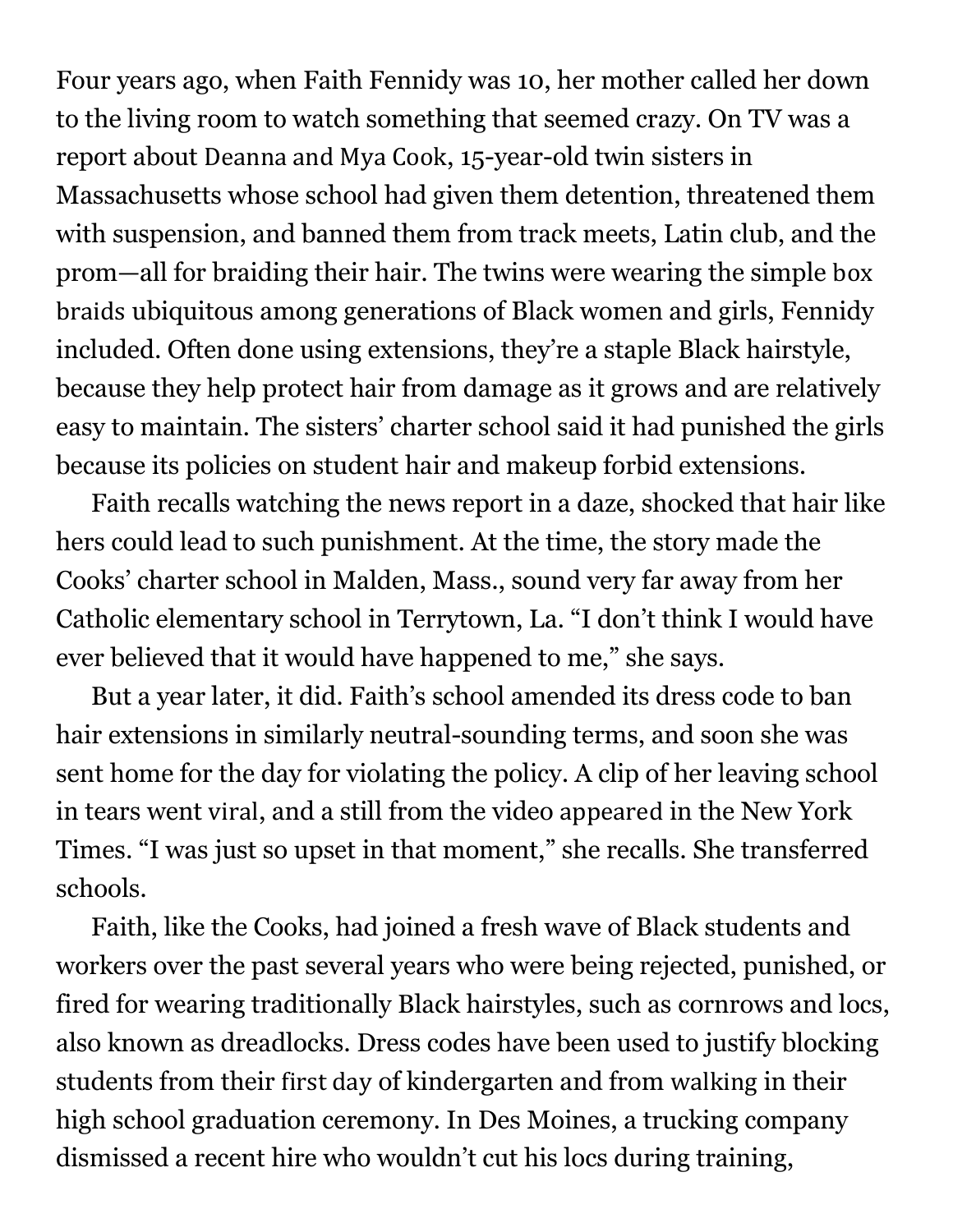Four years ago, when Faith Fennidy was 10, her mother called her down to the living room to watch something that seemed crazy. On TV was a report about Deanna and Mya Cook, 15-year-old twin sisters in Massachusetts whose school had given them detention, threatened them with suspension, and banned them from track meets, Latin club, and the prom—all for braiding their hair. The twins were wearing the simple box braids ubiquitous among generations of Black women and girls, Fennidy included. Often done using extensions, they're a staple Black hairstyle, because they help protect hair from damage as it grows and are relatively easy to maintain. The sisters' charter school said it had punished the girls because its policies on student hair and makeup forbid extensions.

Faith recalls watching the news report in a daze, shocked that hair like hers could lead to such punishment. At the time, the story made the Cooks' charter school in Malden, Mass., sound very far away from her Catholic elementary school in Terrytown, La. "I don't think I would have ever believed that it would have happened to me," she says.

But a year later, it did. Faith's school amended its dress code to ban hair extensions in similarly neutral-sounding terms, and soon she was sent home for the day for violating the policy. A clip of her leaving school in tears went viral, and a still from the video appeared in the New York Times. "I was just so upset in that moment," she recalls. She transferred schools.

Faith, like the Cooks, had joined a fresh wave of Black students and workers over the past several years who were being rejected, punished, or fired for wearing traditionally Black hairstyles, such as cornrows and locs, also known as dreadlocks. Dress codes have been used to justify blocking students from their first day of kindergarten and from walking in their high school graduation ceremony. In Des Moines, a trucking company dismissed a recent hire who wouldn't cut his locs during training,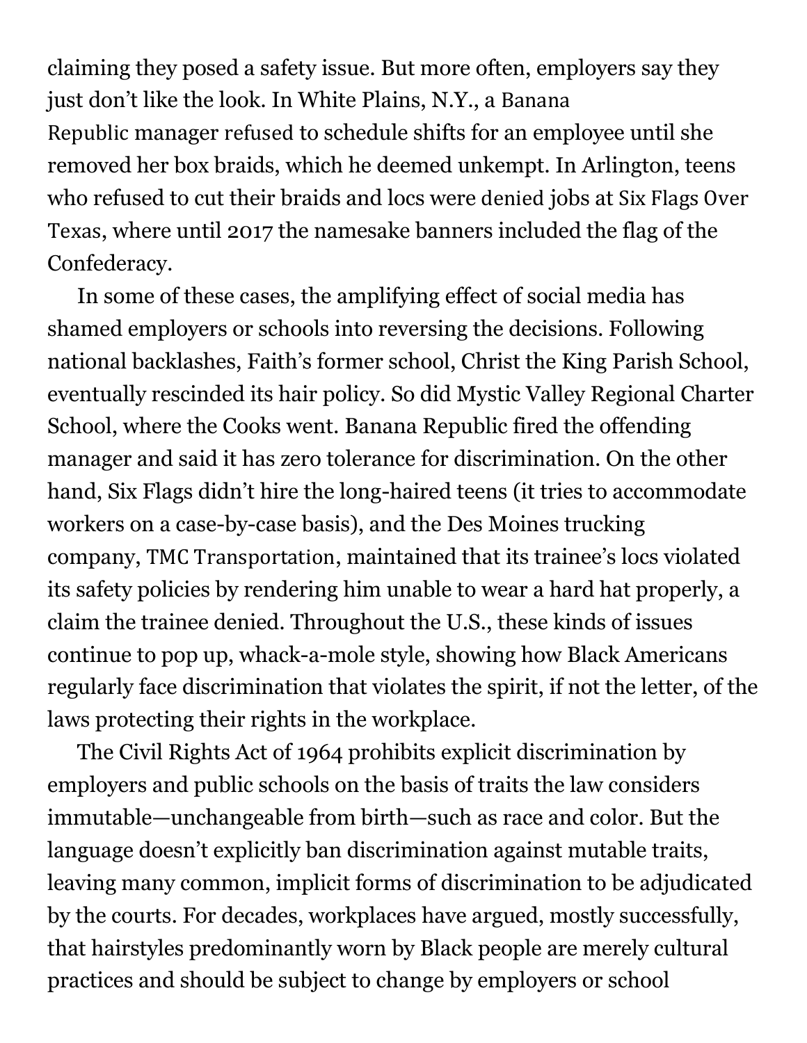claiming they posed a safety issue. But more often, employers say they just don't like the look. In White Plains, N.Y., a Banana Republic manager refused to schedule shifts for an employee until she removed her box braids, which he deemed unkempt. In Arlington, teens who refused to cut their braids and locs were denied jobs at Six Flags Over Texas, where until 2017 the namesake banners included the flag of the Confederacy.

In some of these cases, the amplifying effect of social media has shamed employers or schools into reversing the decisions. Following national backlashes, Faith's former school, Christ the King Parish School, eventually rescinded its hair policy. So did Mystic Valley Regional Charter School, where the Cooks went. Banana Republic fired the offending manager and said it has zero tolerance for discrimination. On the other hand, Six Flags didn't hire the long-haired teens (it tries to accommodate workers on a case-by-case basis), and the Des Moines trucking company, TMC Transportation, maintained that its trainee's locs violated its safety policies by rendering him unable to wear a hard hat properly, a claim the trainee denied. Throughout the U.S., these kinds of issues continue to pop up, whack-a-mole style, showing how Black Americans regularly face discrimination that violates the spirit, if not the letter, of the laws protecting their rights in the workplace.

The Civil Rights Act of 1964 prohibits explicit discrimination by employers and public schools on the basis of traits the law considers immutable—unchangeable from birth—such as race and color. But the language doesn't explicitly ban discrimination against mutable traits, leaving many common, implicit forms of discrimination to be adjudicated by the courts. For decades, workplaces have argued, mostly successfully, that hairstyles predominantly worn by Black people are merely cultural practices and should be subject to change by employers or school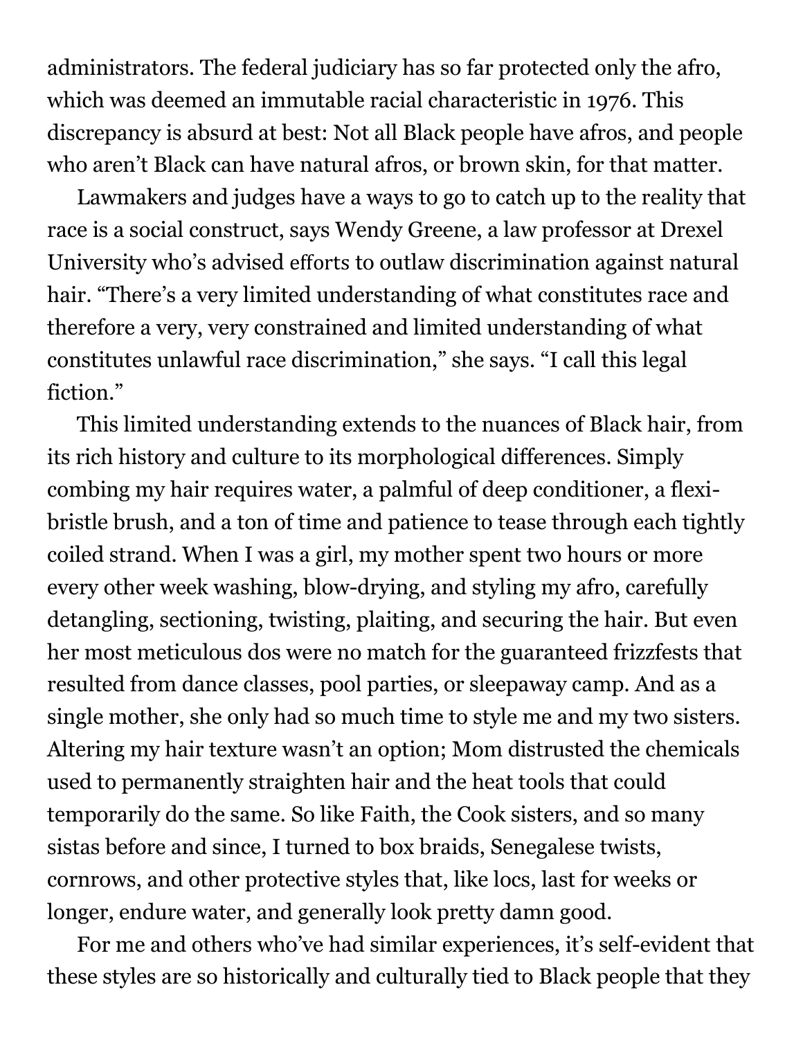administrators. The federal judiciary has so far protected only the afro, which was deemed an immutable racial characteristic in 1976. This discrepancy is absurd at best: Not all Black people have afros, and people who aren't Black can have natural afros, or brown skin, for that matter.

Lawmakers and judges have a ways to go to catch up to the reality that race is a social construct, says Wendy Greene, a law professor at Drexel University who's advised efforts to outlaw discrimination against natural hair. "There's a very limited understanding of what constitutes race and therefore a very, very constrained and limited understanding of what constitutes unlawful race discrimination," she says. "I call this legal fiction."

This limited understanding extends to the nuances of Black hair, from its rich history and culture to its morphological differences. Simply combing my hair requires water, a palmful of deep conditioner, a flexi-bristle brush, and a ton of time and patience to tease through each tightly coiled strand. When I was a girl, my mother spent two hours or more every other week washing, blow-drying, and styling my afro, carefully detangling, sectioning, twisting, plaiting, and securing the hair. But even her most meticulous dos were no match for the guaranteed frizzfests that resulted from dance classes, pool parties, or sleepaway camp. And as a single mother, she only had so much time to style me and my two sisters. Altering my hair texture wasn't an option; Mom distrusted the chemicals used to permanently straighten hair and the heat tools that could temporarily do the same. So like Faith, the Cook sisters, and so many sistas before and since, I turned to box braids, Senegalese twists, cornrows, and other protective styles that, like locs, last for weeks or longer, endure water, and generally look pretty damn good.

For me and others who've had similar experiences, it's self-evident that these styles are so historically and culturally tied to Black people that they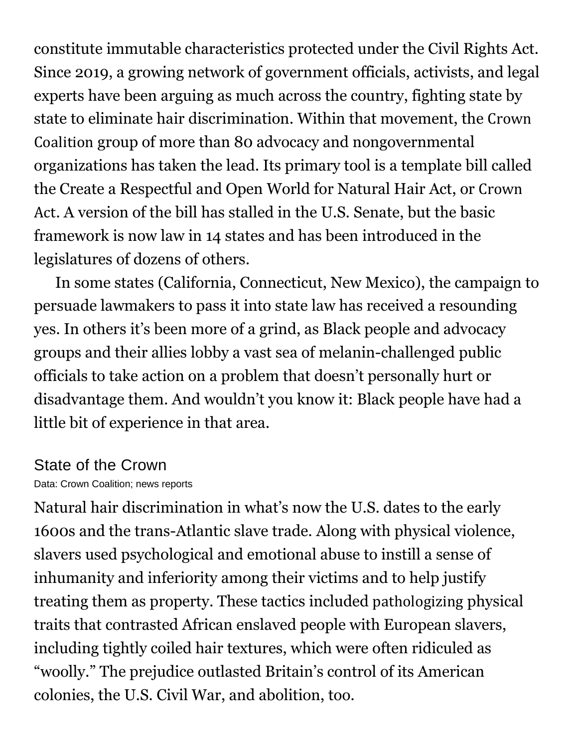constitute immutable characteristics protected under the Civil Rights Act. Since 2019, a growing network of government officials, activists, and legal experts have been arguing as much across the country, fighting state by state to eliminate hair discrimination. Within that movement, the Crown Coalition group of more than 80 advocacy and nongovernmental organizations has taken the lead. Its primary tool is a template bill called the Create a Respectful and Open World for Natural Hair Act, or Crown Act. A version of the bill has stalled in the U.S. Senate, but the basic framework is now law in 14 states and has been introduced in the legislatures of dozens of others.

In some states (California, Connecticut, New Mexico), the campaign to persuade lawmakers to pass it into state law has received a resounding yes. In others it's been more of a grind, as Black people and advocacy groups and their allies lobby a vast sea of melanin-challenged public officials to take action on a problem that doesn't personally hurt or disadvantage them. And wouldn't you know it: Black people have had a little bit of experience in that area.

State of the Crown

Data: Crown Coalition; news reports

Natural hair discrimination in what's now the U.S. dates to the early 1600s and the trans-Atlantic slave trade. Along with physical violence, slavers used psychological and emotional abuse to instill a sense of inhumanity and inferiority among their victims and to help justify treating them as property. These tactics included pathologizing physical traits that contrasted African enslaved people with European slavers, including tightly coiled hair textures, which were often ridiculed as "woolly." The prejudice outlasted Britain's control of its American colonies, the U.S. Civil War, and abolition, too.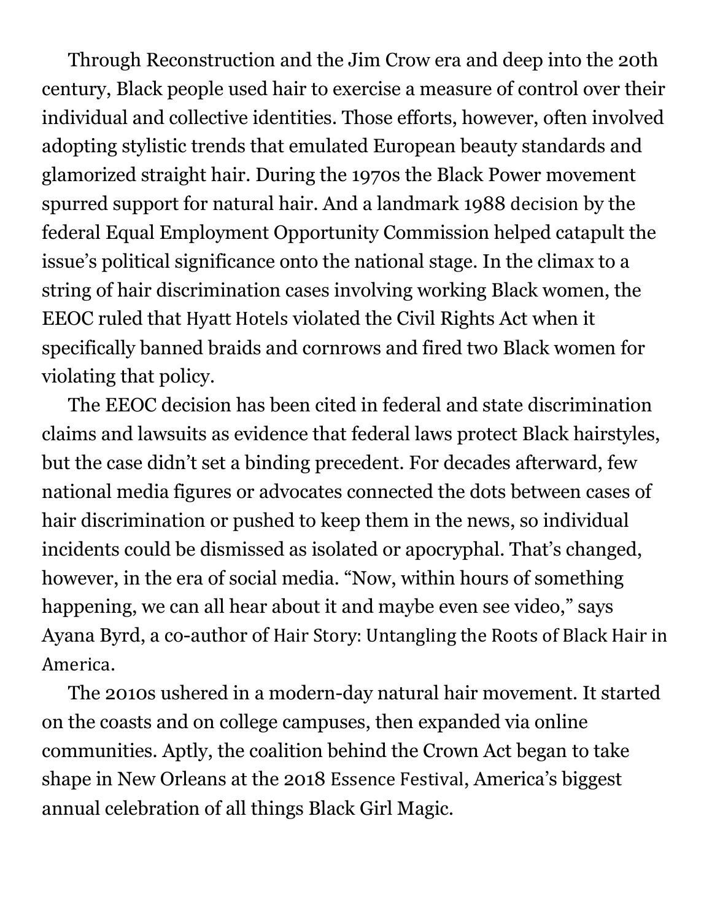Through Reconstruction and the Jim Crow era and deep into the 20th century, Black people used hair to exercise a measure of control over their individual and collective identities. Those efforts, however, often involved adopting stylistic trends that emulated European beauty standards and glamorized straight hair. During the 1970s the Black Power movement spurred support for natural hair. And a landmark 1988 decision by the federal Equal Employment Opportunity Commission helped catapult the issue's political significance onto the national stage. In the climax to a string of hair discrimination cases involving working Black women, the EEOC ruled that Hyatt Hotels violated the Civil Rights Act when it specifically banned braids and cornrows and fired two Black women for violating that policy.

The EEOC decision has been cited in federal and state discrimination claims and lawsuits as evidence that federal laws protect Black hairstyles, but the case didn't set a binding precedent. For decades afterward, few national media figures or advocates connected the dots between cases of hair discrimination or pushed to keep them in the news, so individual incidents could be dismissed as isolated or apocryphal. That's changed, however, in the era of social media. "Now, within hours of something happening, we can all hear about it and maybe even see video," says Ayana Byrd, a co-author of Hair Story: Untangling the Roots of Black Hair in America.

The 2010s ushered in a modern-day natural hair movement. It started on the coasts and on college campuses, then expanded via online communities. Aptly, the coalition behind the Crown Act began to take shape in New Orleans at the 2018 Essence Festival, America's biggest annual celebration of all things Black Girl Magic.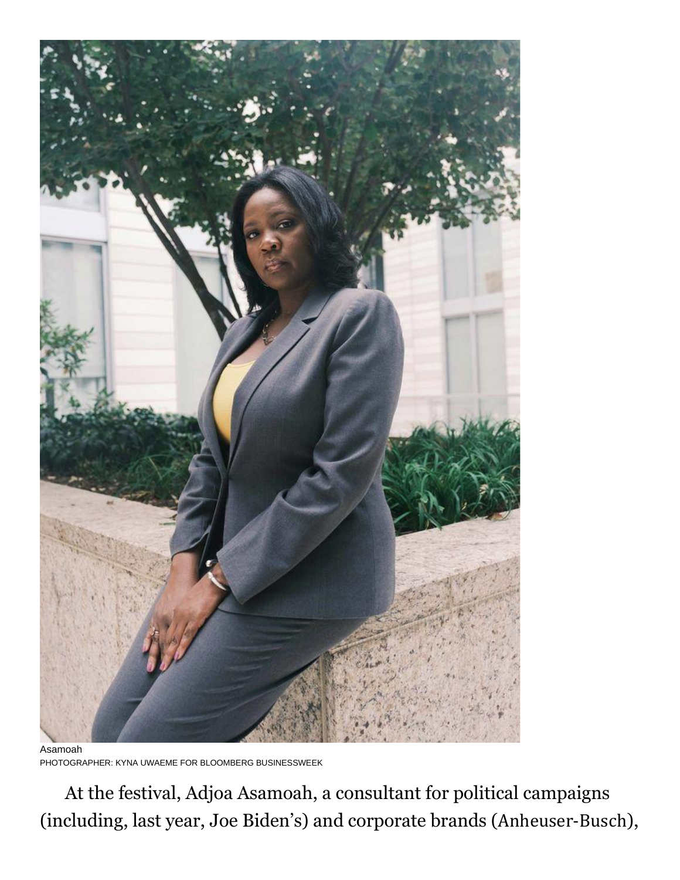Asamoah
PHOTOGRAPHER: KYNA UWAEME FOR BLOOMBERG BUSINESSWEEK

At the festival, Adjoa Asamoah, a consultant for political campaigns (including, last year, Joe Biden's) and corporate brands (Anheuser-Busch),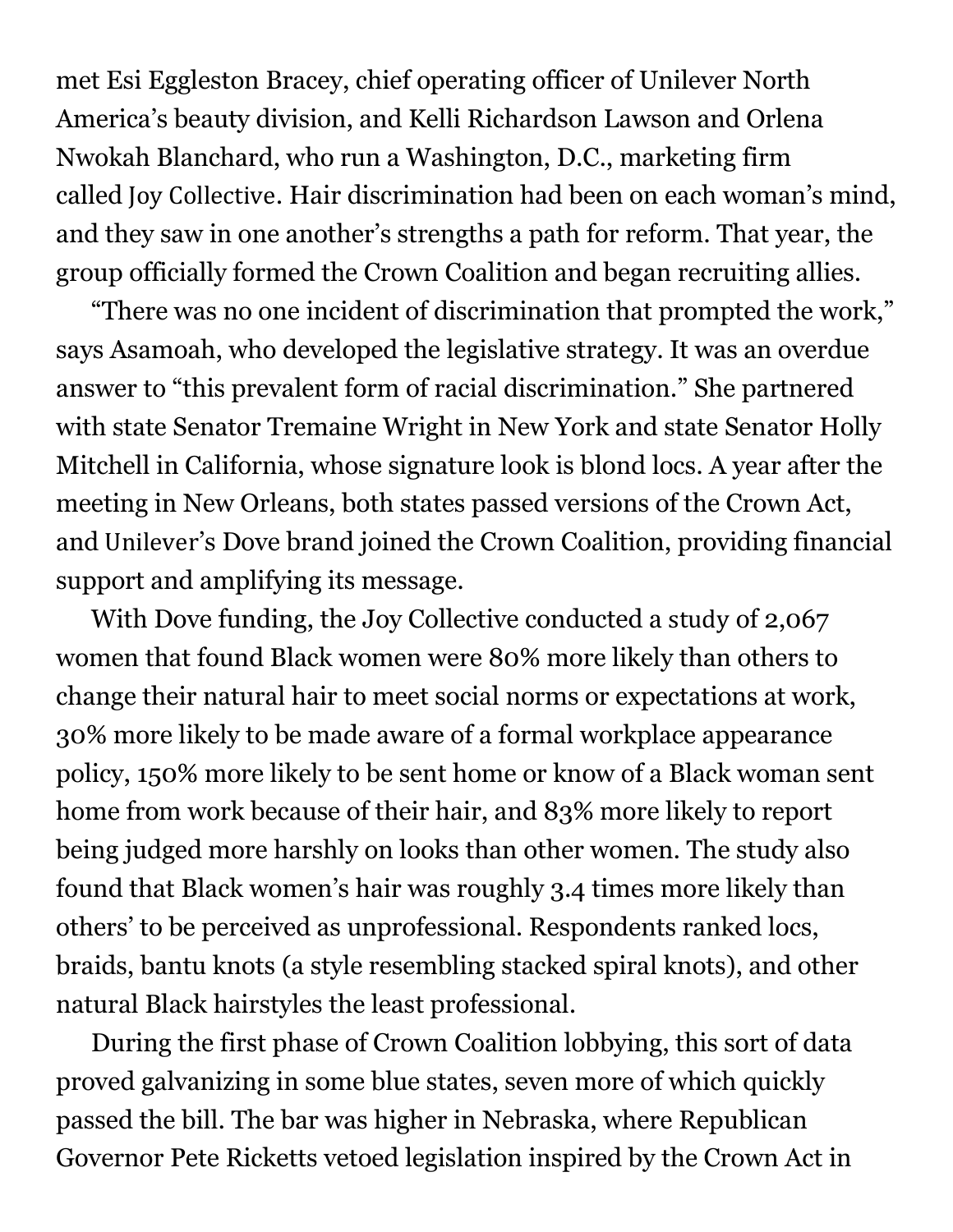met Esi Eggleston Bracey, chief operating officer of Unilever North America's beauty division, and Kelli Richardson Lawson and Orlena Nwokah Blanchard, who run a Washington, D.C., marketing firm called Joy Collective. Hair discrimination had been on each woman's mind, and they saw in one another's strengths a path for reform. That year, the group officially formed the Crown Coalition and began recruiting allies.

"There was no one incident of discrimination that prompted the work," says Asamoah, who developed the legislative strategy. It was an overdue answer to "this prevalent form of racial discrimination." She partnered with state Senator Tremaine Wright in New York and state Senator Holly Mitchell in California, whose signature look is blond locs. A year after the meeting in New Orleans, both states passed versions of the Crown Act, and Unilever's Dove brand joined the Crown Coalition, providing financial support and amplifying its message.

With Dove funding, the Joy Collective conducted a study of 2,067 women that found Black women were 80% more likely than others to change their natural hair to meet social norms or expectations at work, 30% more likely to be made aware of a formal workplace appearance policy, 150% more likely to be sent home or know of a Black woman sent home from work because of their hair, and 83% more likely to report being judged more harshly on looks than other women. The study also found that Black women's hair was roughly 3.4 times more likely than others' to be perceived as unprofessional. Respondents ranked locs, braids, bantu knots (a style resembling stacked spiral knots), and other natural Black hairstyles the least professional.

During the first phase of Crown Coalition lobbying, this sort of data proved galvanizing in some blue states, seven more of which quickly passed the bill. The bar was higher in Nebraska, where Republican Governor Pete Ricketts vetoed legislation inspired by the Crown Act in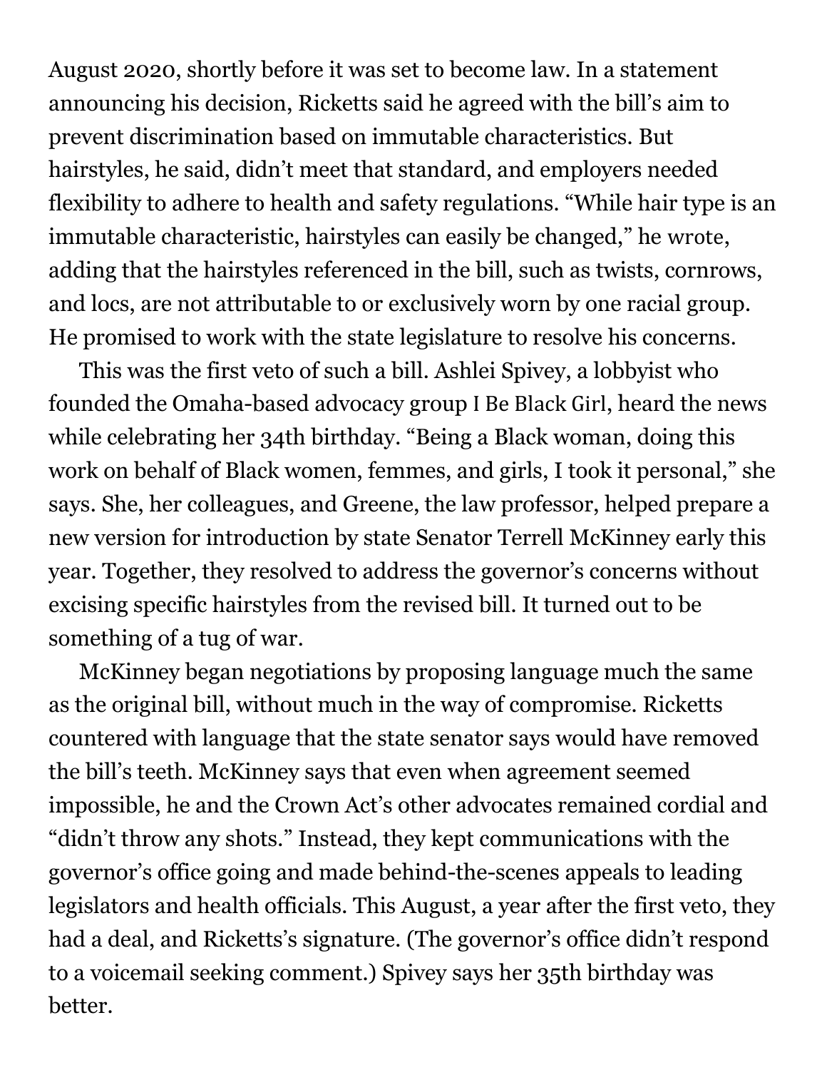August 2020, shortly before it was set to become law. In a statement announcing his decision, Ricketts said he agreed with the bill's aim to prevent discrimination based on immutable characteristics. But hairstyles, he said, didn't meet that standard, and employers needed flexibility to adhere to health and safety regulations. "While hair type is an immutable characteristic, hairstyles can easily be changed," he wrote, adding that the hairstyles referenced in the bill, such as twists, cornrows, and locs, are not attributable to or exclusively worn by one racial group. He promised to work with the state legislature to resolve his concerns.

This was the first veto of such a bill. Ashlei Spivey, a lobbyist who founded the Omaha-based advocacy group I Be Black Girl, heard the news while celebrating her 34th birthday. "Being a Black woman, doing this work on behalf of Black women, femmes, and girls, I took it personal," she says. She, her colleagues, and Greene, the law professor, helped prepare a new version for introduction by state Senator Terrell McKinney early this year. Together, they resolved to address the governor's concerns without excising specific hairstyles from the revised bill. It turned out to be something of a tug of war.

McKinney began negotiations by proposing language much the same as the original bill, without much in the way of compromise. Ricketts countered with language that the state senator says would have removed the bill's teeth. McKinney says that even when agreement seemed impossible, he and the Crown Act's other advocates remained cordial and "didn't throw any shots." Instead, they kept communications with the governor's office going and made behind-the-scenes appeals to leading legislators and health officials. This August, a year after the first veto, they had a deal, and Ricketts's signature. (The governor's office didn't respond to a voicemail seeking comment.) Spivey says her 35th birthday was better.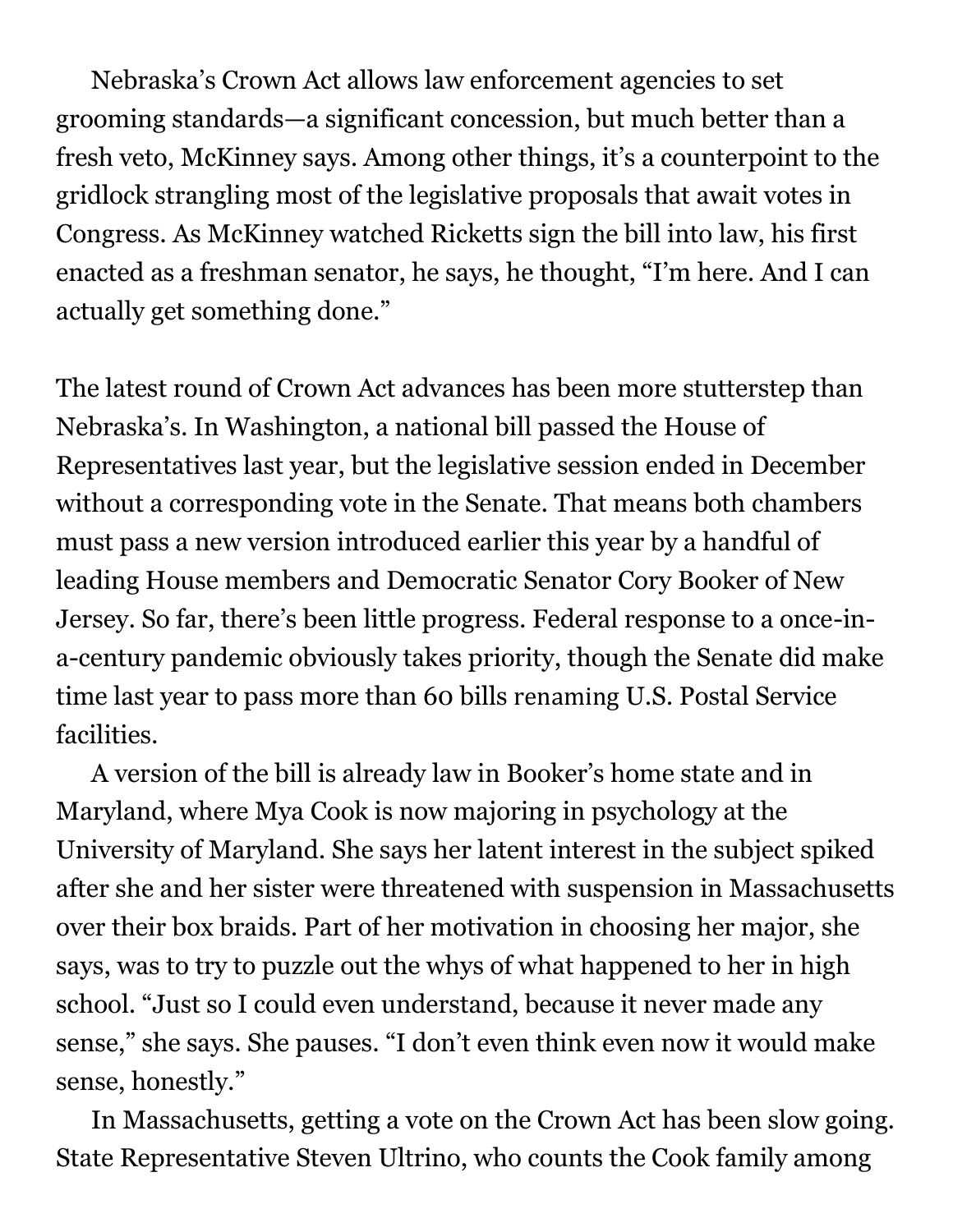Nebraska's Crown Act allows law enforcement agencies to set grooming standards—a significant concession, but much better than a fresh veto, McKinney says. Among other things, it's a counterpoint to the gridlock strangling most of the legislative proposals that await votes in Congress. As McKinney watched Ricketts sign the bill into law, his first enacted as a freshman senator, he says, he thought, "I'm here. And I can actually get something done."

The latest round of Crown Act advances has been more stutterstep than Nebraska's. In Washington, a national bill passed the House of Representatives last year, but the legislative session ended in December without a corresponding vote in the Senate. That means both chambers must pass a new version introduced earlier this year by a handful of leading House members and Democratic Senator Cory Booker of New Jersey. So far, there's been little progress. Federal response to a once-in-a-century pandemic obviously takes priority, though the Senate did make time last year to pass more than 60 bills renaming U.S. Postal Service facilities.

A version of the bill is already law in Booker's home state and in Maryland, where Mya Cook is now majoring in psychology at the University of Maryland. She says her latent interest in the subject spiked after she and her sister were threatened with suspension in Massachusetts over their box braids. Part of her motivation in choosing her major, she says, was to try to puzzle out the whys of what happened to her in high school. "Just so I could even understand, because it never made any sense," she says. She pauses. "I don't even think even now it would make sense, honestly."

In Massachusetts, getting a vote on the Crown Act has been slow going. State Representative Steven Ultrino, who counts the Cook family among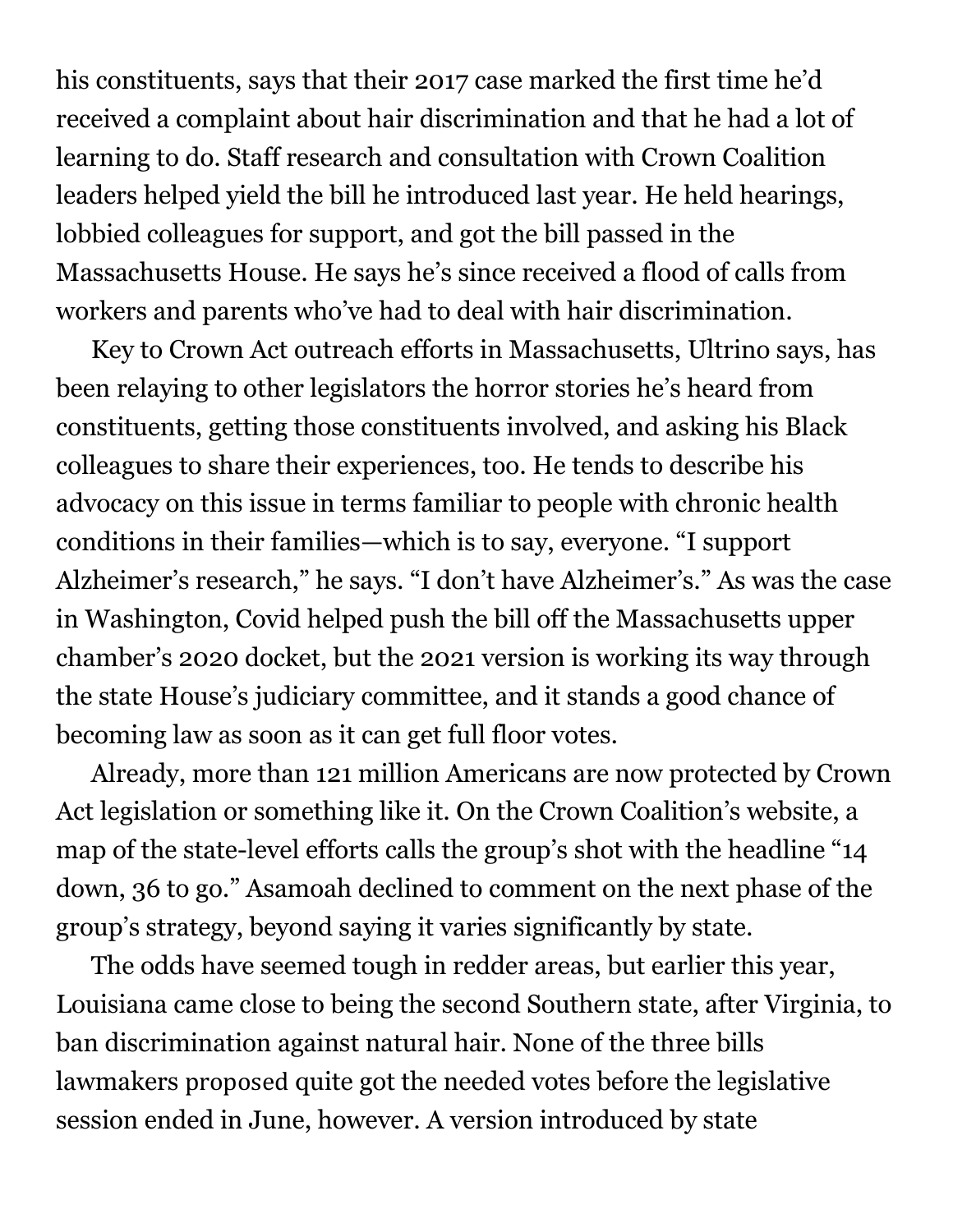his constituents, says that their 2017 case marked the first time he'd received a complaint about hair discrimination and that he had a lot of learning to do. Staff research and consultation with Crown Coalition leaders helped yield the bill he introduced last year. He held hearings, lobbied colleagues for support, and got the bill passed in the Massachusetts House. He says he's since received a flood of calls from workers and parents who've had to deal with hair discrimination.

Key to Crown Act outreach efforts in Massachusetts, Ultrino says, has been relaying to other legislators the horror stories he's heard from constituents, getting those constituents involved, and asking his Black colleagues to share their experiences, too. He tends to describe his advocacy on this issue in terms familiar to people with chronic health conditions in their families—which is to say, everyone. "I support Alzheimer's research," he says. "I don't have Alzheimer's." As was the case in Washington, Covid helped push the bill off the Massachusetts upper chamber's 2020 docket, but the 2021 version is working its way through the state House's judiciary committee, and it stands a good chance of becoming law as soon as it can get full floor votes.

Already, more than 121 million Americans are now protected by Crown Act legislation or something like it. On the Crown Coalition's website, a map of the state-level efforts calls the group's shot with the headline "14 down, 36 to go." Asamoah declined to comment on the next phase of the group's strategy, beyond saying it varies significantly by state.

The odds have seemed tough in redder areas, but earlier this year, Louisiana came close to being the second Southern state, after Virginia, to ban discrimination against natural hair. None of the three bills lawmakers proposed quite got the needed votes before the legislative session ended in June, however. A version introduced by state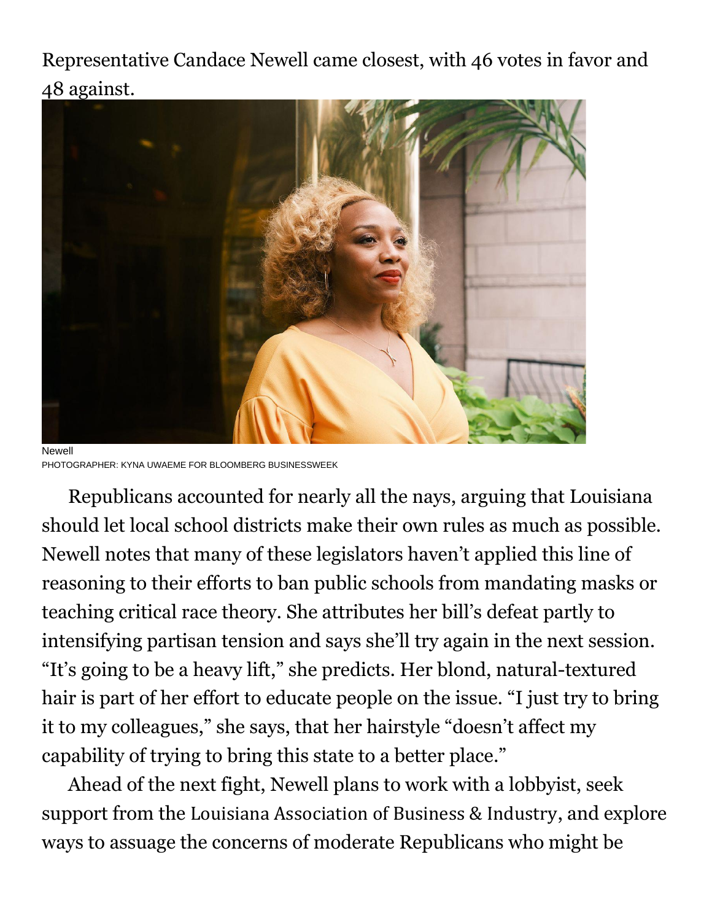Representative Candace Newell came closest, with 46 votes in favor and 48 against.

Newell
PHOTOGRAPHER: KYNA UWAEME FOR BLOOMBERG BUSINESSWEEK

Republicans accounted for nearly all the nays, arguing that Louisiana should let local school districts make their own rules as much as possible. Newell notes that many of these legislators haven't applied this line of reasoning to their efforts to ban public schools from mandating masks or teaching critical race theory. She attributes her bill's defeat partly to intensifying partisan tension and says she'll try again in the next session. "It's going to be a heavy lift," she predicts. Her blond, natural-textured hair is part of her effort to educate people on the issue. "I just try to bring it to my colleagues," she says, that her hairstyle "doesn't affect my capability of trying to bring this state to a better place."

Ahead of the next fight, Newell plans to work with a lobbyist, seek support from the Louisiana Association of Business & Industry, and explore ways to assuage the concerns of moderate Republicans who might be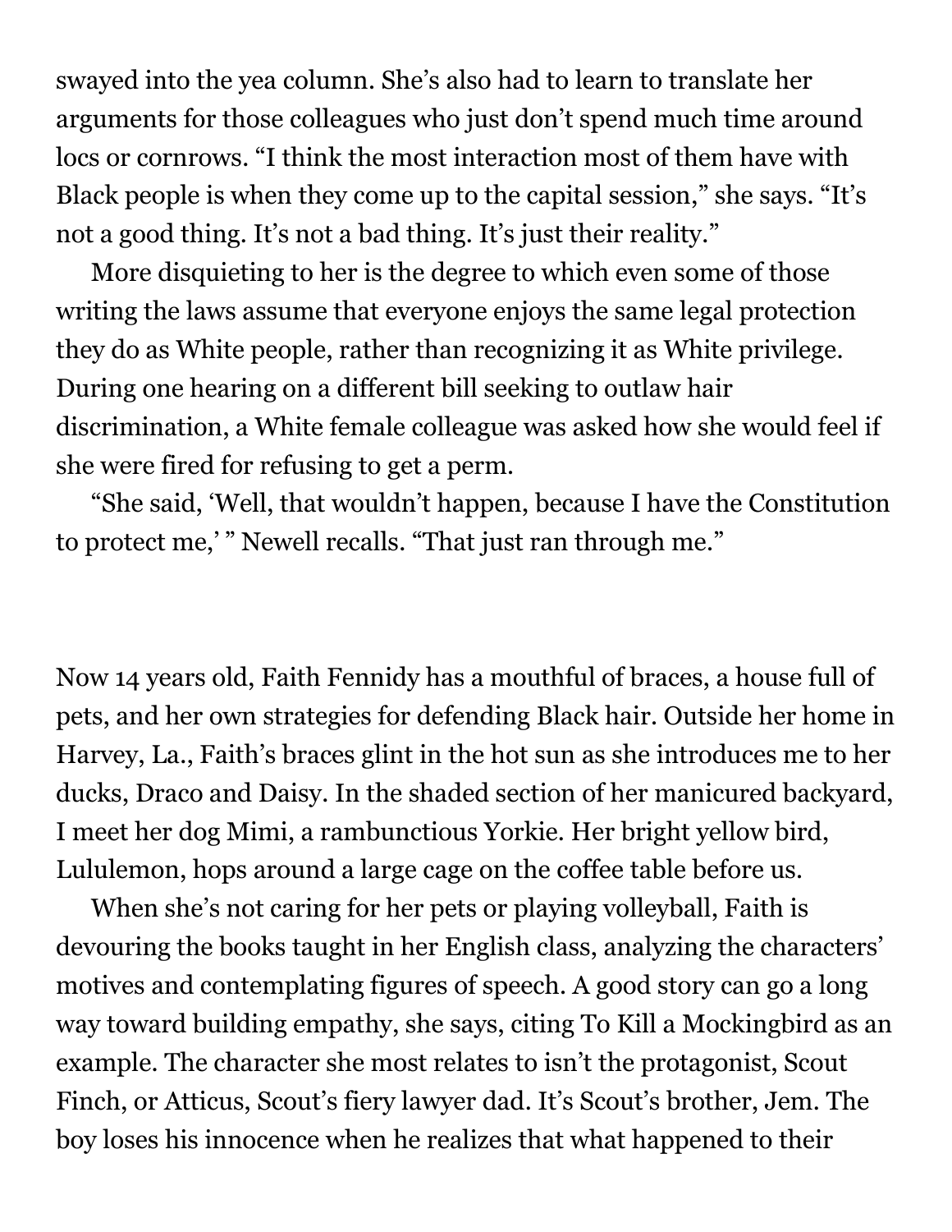swayed into the yea column. She's also had to learn to translate her arguments for those colleagues who just don't spend much time around locs or cornrows. "I think the most interaction most of them have with Black people is when they come up to the capital session," she says. "It's not a good thing. It's not a bad thing. It's just their reality."

More disquieting to her is the degree to which even some of those writing the laws assume that everyone enjoys the same legal protection they do as White people, rather than recognizing it as White privilege. During one hearing on a different bill seeking to outlaw hair discrimination, a White female colleague was asked how she would feel if she were fired for refusing to get a perm.

"She said, 'Well, that wouldn't happen, because I have the Constitution to protect me,' " Newell recalls. "That just ran through me."

Now 14 years old, Faith Fennidy has a mouthful of braces, a house full of pets, and her own strategies for defending Black hair. Outside her home in Harvey, La., Faith's braces glint in the hot sun as she introduces me to her ducks, Draco and Daisy. In the shaded section of her manicured backyard, I meet her dog Mimi, a rambunctious Yorkie. Her bright yellow bird, Lululemon, hops around a large cage on the coffee table before us.

When she's not caring for her pets or playing volleyball, Faith is devouring the books taught in her English class, analyzing the characters' motives and contemplating figures of speech. A good story can go a long way toward building empathy, she says, citing To Kill a Mockingbird as an example. The character she most relates to isn't the protagonist, Scout Finch, or Atticus, Scout's fiery lawyer dad. It's Scout's brother, Jem. The boy loses his innocence when he realizes that what happened to their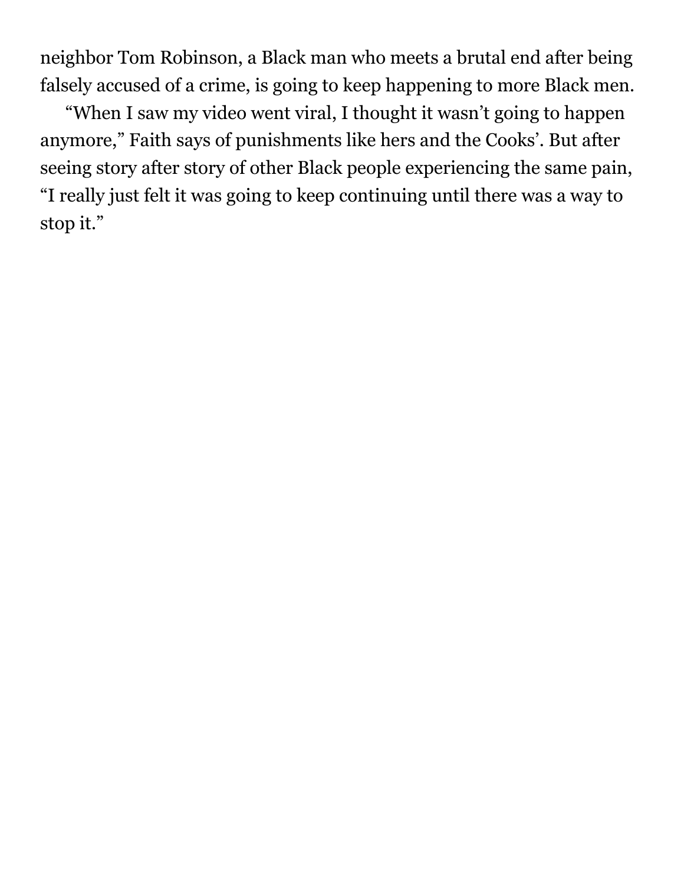neighbor Tom Robinson, a Black man who meets a brutal end after being falsely accused of a crime, is going to keep happening to more Black men.

"When I saw my video went viral, I thought it wasn't going to happen anymore," Faith says of punishments like hers and the Cooks'. But after seeing story after story of other Black people experiencing the same pain, "I really just felt it was going to keep continuing until there was a way to stop it."